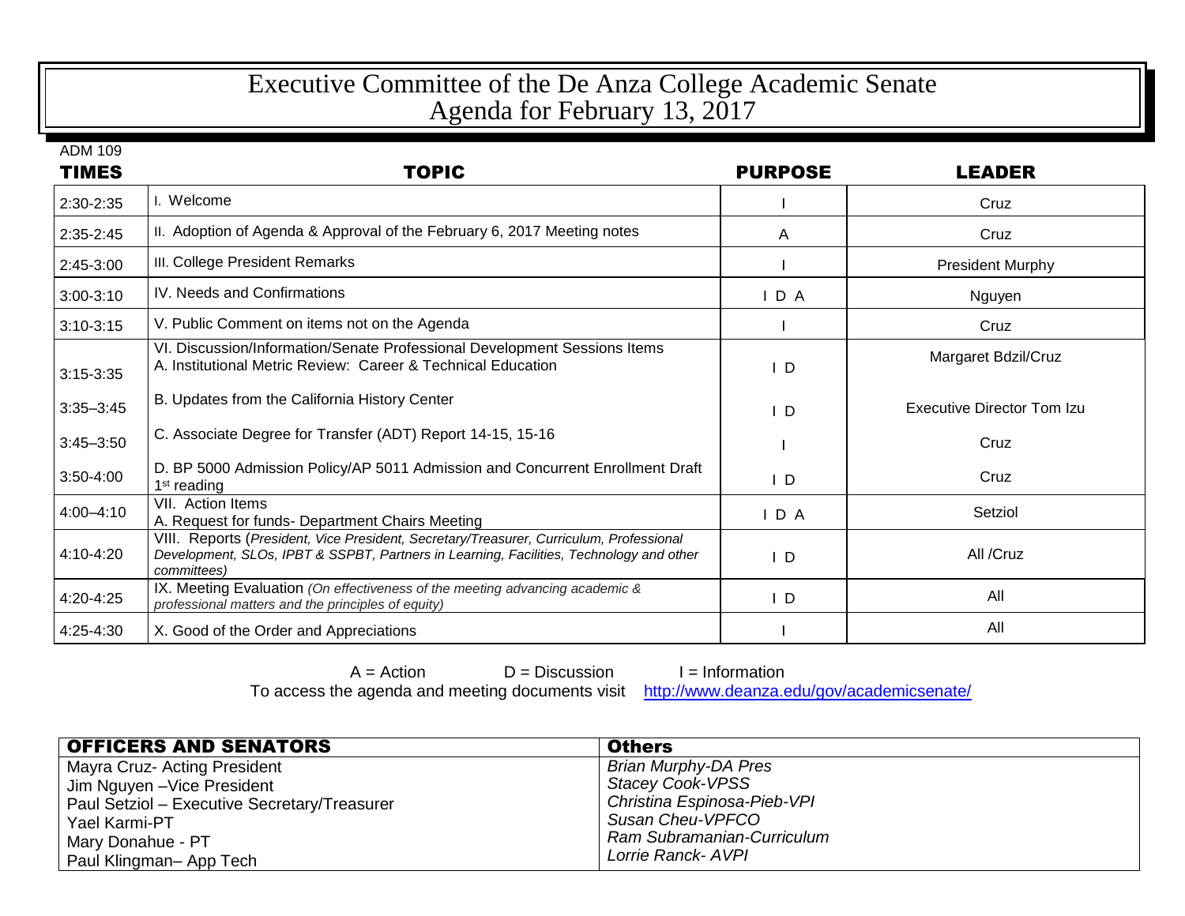# Executive Committee of the De Anza College Academic Senate
# Agenda for February 13, 2017

ADM 109

| TIMES | TOPIC | PURPOSE | LEADER |
|---|---|---|---|
| 2:30-2:35 | I. Welcome | I | Cruz |
| 2:35-2:45 | II. Adoption of Agenda & Approval of the February 6, 2017 Meeting notes | A | Cruz |
| 2:45-3:00 | III. College President Remarks | I | President Murphy |
| 3:00-3:10 | IV. Needs and Confirmations | I D A | Nguyen |
| 3:10-3:15 | V. Public Comment on items not on the Agenda | I | Cruz |
| 3:15-3:35 | VI. Discussion/Information/Senate Professional Development Sessions Items<br>A. Institutional Metric Review: Career & Technical Education | I D | Margaret Bdzil/Cruz |
| 3:35–3:45 | B. Updates from the California History Center | I D | Executive Director Tom Izu |
| 3:45–3:50 | C. Associate Degree for Transfer (ADT) Report 14-15, 15-16 | I | Cruz |
| 3:50-4:00 | D. BP 5000 Admission Policy/AP 5011 Admission and Concurrent Enrollment Draft 1st reading | I D | Cruz |
| 4:00–4:10 | VII. Action Items<br>A. Request for funds- Department Chairs Meeting | I D A | Setziol |
| 4:10-4:20 | VIII. Reports (*President, Vice President, Secretary/Treasurer, Curriculum, Professional Development, SLOs, IPBT & SSPBT, Partners in Learning, Facilities, Technology and other committees)* | I D | All /Cruz |
| 4:20-4:25 | IX. Meeting Evaluation *(On effectiveness of the meeting advancing academic & professional matters and the principles of equity)* | I D | All |
| 4:25-4:30 | X. Good of the Order and Appreciations | I | All |

A = Action     D = Discussion     I = Information

To access the agenda and meeting documents visit http://www.deanza.edu/gov/academicsenate/

| OFFICERS AND SENATORS | Others |
|---|---|
| Mayra Cruz- Acting President | *Brian Murphy-DA Pres* |
| Jim Nguyen –Vice President | *Stacey Cook-VPSS* |
| Paul Setziol – Executive Secretary/Treasurer | *Christina Espinosa-Pieb-VPI* |
| Yael Karmi-PT | *Susan Cheu-VPFCO* |
| Mary Donahue - PT | *Ram Subramanian-Curriculum* |
| Paul Klingman– App Tech | *Lorrie Ranck- AVPI* |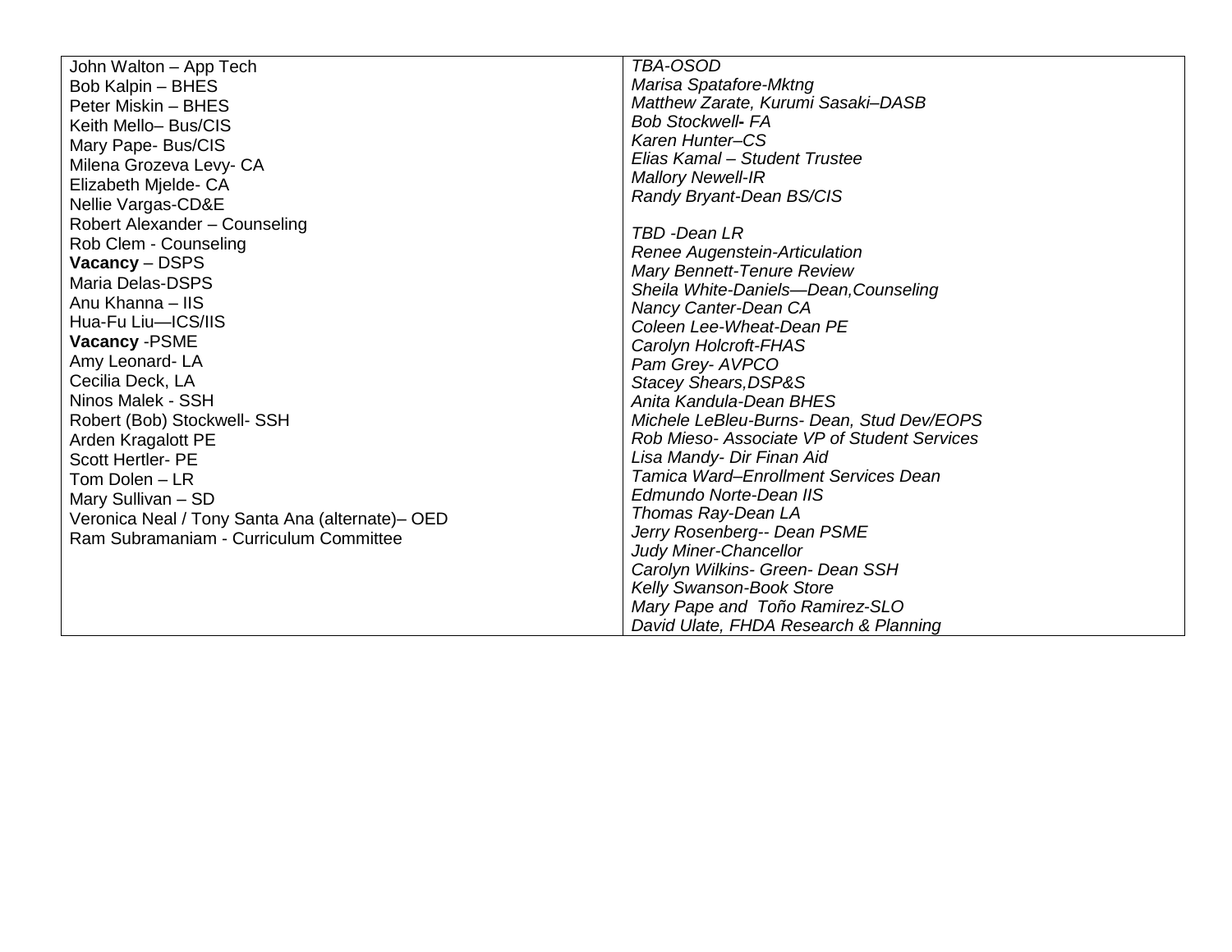| | |
|---|---|
| John Walton – App Tech<br>Bob Kalpin – BHES<br>Peter Miskin – BHES<br>Keith Mello– Bus/CIS<br>Mary Pape- Bus/CIS<br>Milena Grozeva Levy- CA<br>Elizabeth Mjelde- CA<br>Nellie Vargas-CD&E<br>Robert Alexander – Counseling<br>Rob Clem - Counseling<br>**Vacancy** – DSPS<br>Maria Delas-DSPS<br>Anu Khanna – IIS<br>Hua-Fu Liu—ICS/IIS<br>**Vacancy** -PSME<br>Amy Leonard- LA<br>Cecilia Deck, LA<br>Ninos Malek - SSH<br>Robert (Bob) Stockwell- SSH<br>Arden Kragalott PE<br>Scott Hertler- PE<br>Tom Dolen – LR<br>Mary Sullivan – SD<br>Veronica Neal / Tony Santa Ana (alternate)– OED<br>Ram Subramaniam - Curriculum Committee | *TBA-OSOD*<br>*Marisa Spatafore-Mktng*<br>*Matthew Zarate, Kurumi Sasaki–DASB*<br>*Bob Stockwell- FA*<br>*Karen Hunter–CS*<br>*Elias Kamal – Student Trustee*<br>*Mallory Newell-IR*<br>*Randy Bryant-Dean BS/CIS*<br><br>*TBD -Dean LR*<br>*Renee Augenstein-Articulation*<br>*Mary Bennett-Tenure Review*<br>*Sheila White-Daniels—Dean,Counseling*<br>*Nancy Canter-Dean CA*<br>*Coleen Lee-Wheat-Dean PE*<br>*Carolyn Holcroft-FHAS*<br>*Pam Grey- AVPCO*<br>*Stacey Shears,DSP&S*<br>*Anita Kandula-Dean BHES*<br>*Michele LeBleu-Burns- Dean, Stud Dev/EOPS*<br>*Rob Mieso- Associate VP of Student Services*<br>*Lisa Mandy- Dir Finan Aid*<br>*Tamica Ward–Enrollment Services Dean*<br>*Edmundo Norte-Dean IIS*<br>*Thomas Ray-Dean LA*<br>*Jerry Rosenberg-- Dean PSME*<br>*Judy Miner-Chancellor*<br>*Carolyn Wilkins- Green- Dean SSH*<br>*Kelly Swanson-Book Store*<br>*Mary Pape and Toño Ramirez-SLO*<br>*David Ulate, FHDA Research & Planning* |